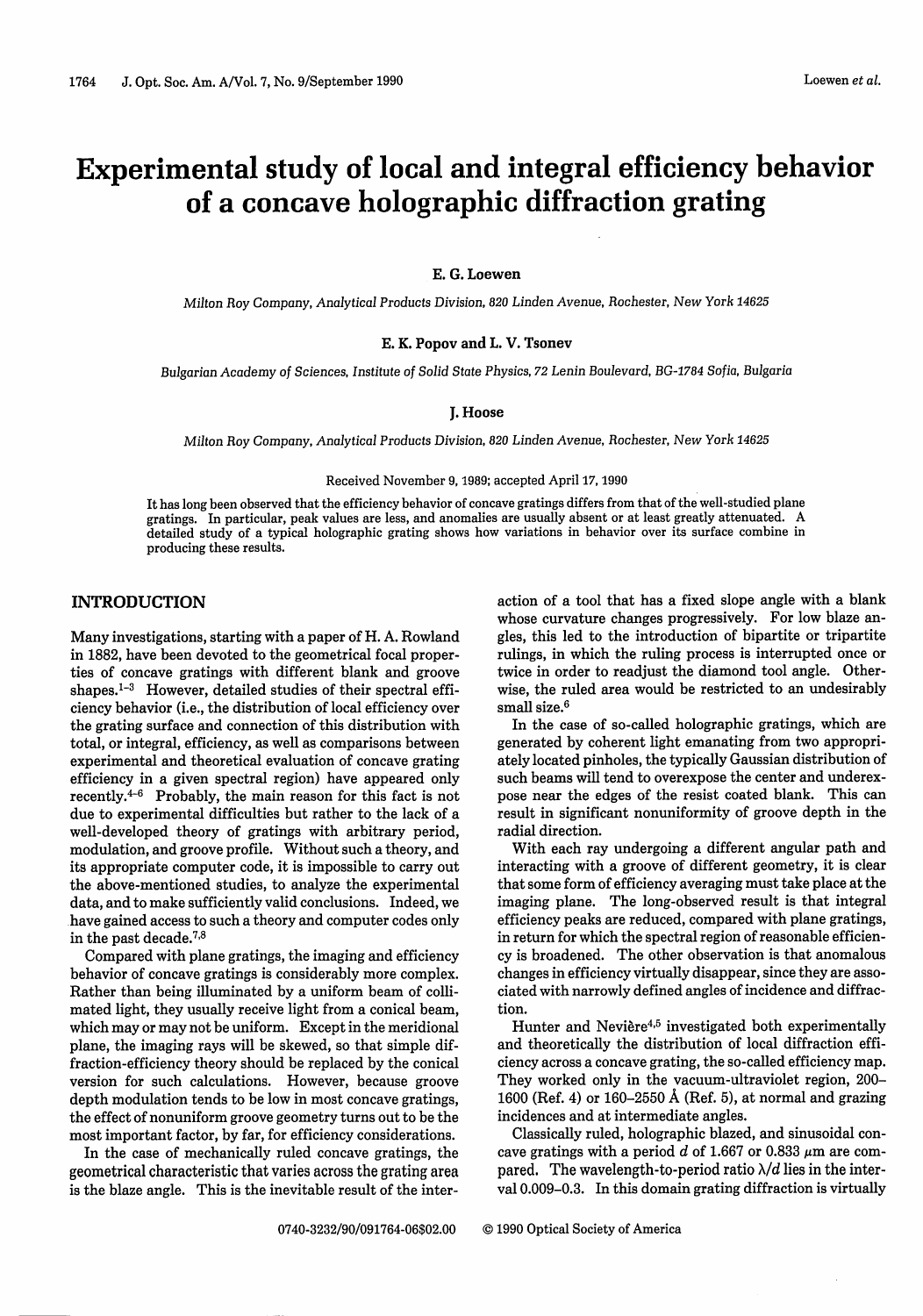# Experimental study of local and integral efficiency behavior of a concave holographic diffraction grating

E. G. Loewen

*Milton Roy Company, Analytical Products Division, 820 Linden Avenue, Rochester, New York 14625*

E. K. Popov and L. V. Tsonev

*Bulgarian Academy of Sciences, Institute of Solid State Physics, 72 Lenin Boulevard, BG-1784 Sofia, Bulgaria*

J. Hoose

*Milton Roy Company, Analytical Products Division, 820 Linden Avenue, Rochester, New York 14625*

Received November 9, 1989; accepted April 17, 1990

It has long been observed that the efficiency behavior of concave gratings differs from that of the well-studied plane gratings. In particular, peak values are less, and anomalies are usually absent or at least greatly attenuated. A detailed study of a typical holographic grating shows how variations in behavior over its surface combine in producing these results.

## INTRODUCTION

Many investigations, starting with a paper of H. A. Rowland in 1882, have been devoted to the geometrical focal properties of concave gratings with different blank and groove shapes.[1–3] However, detailed studies of their spectral efficiency behavior (i.e., the distribution of local efficiency over the grating surface and connection of this distribution with total, or integral, efficiency, as well as comparisons between experimental and theoretical evaluation of concave grating efficiency in a given spectral region) have appeared only recently.[4–6] Probably, the main reason for this fact is not due to experimental difficulties but rather to the lack of a well-developed theory of gratings with arbitrary period, modulation, and groove profile. Without such a theory, and its appropriate computer code, it is impossible to carry out the above-mentioned studies, to analyze the experimental data, and to make sufficiently valid conclusions. Indeed, we have gained access to such a theory and computer codes only in the past decade.[7,8]

Compared with plane gratings, the imaging and efficiency behavior of concave gratings is considerably more complex. Rather than being illuminated by a uniform beam of collimated light, they usually receive light from a conical beam, which may or may not be uniform. Except in the meridional plane, the imaging rays will be skewed, so that simple diffraction-efficiency theory should be replaced by the conical version for such calculations. However, because groove depth modulation tends to be low in most concave gratings, the effect of nonuniform groove geometry turns out to be the most important factor, by far, for efficiency considerations.

In the case of mechanically ruled concave gratings, the geometrical characteristic that varies across the grating area is the blaze angle. This is the inevitable result of the interaction of a tool that has a fixed slope angle with a blank whose curvature changes progressively. For low blaze angles, this led to the introduction of bipartite or tripartite rulings, in which the ruling process is interrupted once or twice in order to readjust the diamond tool angle. Otherwise, the ruled area would be restricted to an undesirably small size.[6]

In the case of so-called holographic gratings, which are generated by coherent light emanating from two appropriately located pinholes, the typically Gaussian distribution of such beams will tend to overexpose the center and underexpose near the edges of the resist coated blank. This can result in significant nonuniformity of groove depth in the radial direction.

With each ray undergoing a different angular path and interacting with a groove of different geometry, it is clear that some form of efficiency averaging must take place at the imaging plane. The long-observed result is that integral efficiency peaks are reduced, compared with plane gratings, in return for which the spectral region of reasonable efficiency is broadened. The other observation is that anomalous changes in efficiency virtually disappear, since they are associated with narrowly defined angles of incidence and diffraction.

Hunter and Nevière[4,5] investigated both experimentally and theoretically the distribution of local diffraction efficiency across a concave grating, the so-called efficiency map. They worked only in the vacuum-ultraviolet region, 200–1600 (Ref. 4) or 160–2550 Å (Ref. 5), at normal and grazing incidences and at intermediate angles.

Classically ruled, holographic blazed, and sinusoidal concave gratings with a period $d$ of 1.667 or 0.833 $\mu$m are compared. The wavelength-to-period ratio $\lambda/d$ lies in the interval 0.009–0.3. In this domain grating diffraction is virtually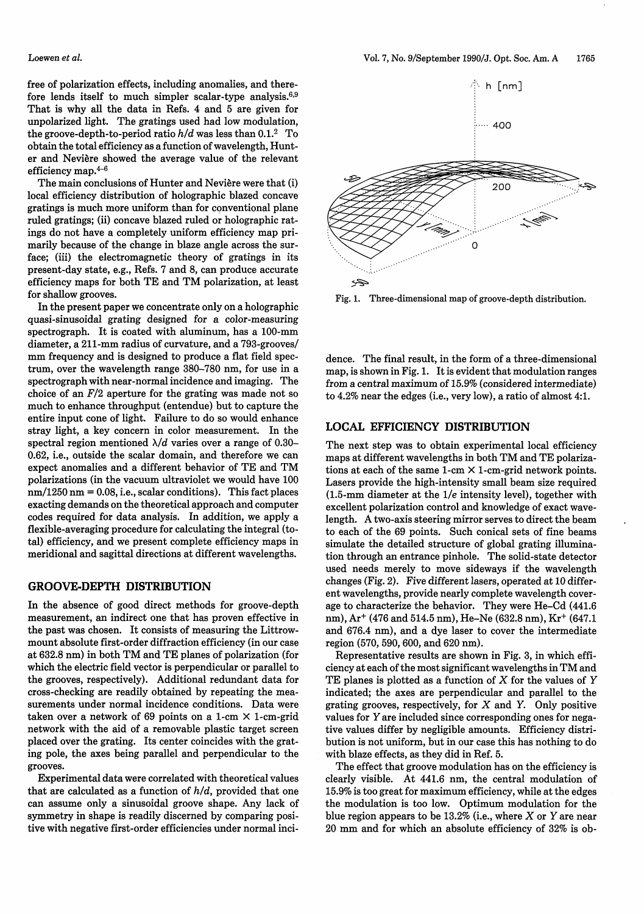free of polarization effects, including anomalies, and therefore lends itself to much simpler scalar-type analysis.[6,9] That is why all the data in Refs. 4 and 5 are given for unpolarized light. The gratings used had low modulation, the groove-depth-to-period ratio $h/d$ was less than 0.1.[2] To obtain the total efficiency as a function of wavelength, Hunter and Nevière showed the average value of the relevant efficiency map.[4–6]

The main conclusions of Hunter and Nevière were that (i) local efficiency distribution of holographic blazed concave gratings is much more uniform than for conventional plane ruled gratings; (ii) concave blazed ruled or holographic ratings do not have a completely uniform efficiency map primarily because of the change in blaze angle across the surface; (iii) the electromagnetic theory of gratings in its present-day state, e.g., Refs. 7 and 8, can produce accurate efficiency maps for both TE and TM polarization, at least for shallow grooves.

In the present paper we concentrate only on a holographic quasi-sinusoidal grating designed for a color-measuring spectrograph. It is coated with aluminum, has a 100-mm diameter, a 211-mm radius of curvature, and a 793-grooves/mm frequency and is designed to produce a flat field spectrum, over the wavelength range 380–780 nm, for use in a spectrograph with near-normal incidence and imaging. The choice of an $F/2$ aperture for the grating was made not so much to enhance throughput (entendue) but to capture the entire input cone of light. Failure to do so would enhance stray light, a key concern in color measurement. In the spectral region mentioned $\lambda/d$ varies over a range of 0.30–0.62, i.e., outside the scalar domain, and therefore we can expect anomalies and a different behavior of TE and TM polarizations (in the vacuum ultraviolet we would have 100 nm/1250 nm = 0.08, i.e., scalar conditions). This fact places exacting demands on the theoretical approach and computer codes required for data analysis. In addition, we apply a flexible-averaging procedure for calculating the integral (total) efficiency, and we present complete efficiency maps in meridional and sagittal directions at different wavelengths.

## GROOVE-DEPTH DISTRIBUTION

In the absence of good direct methods for groove-depth measurement, an indirect one that has proven effective in the past was chosen. It consists of measuring the Littrow-mount absolute first-order diffraction efficiency (in our case at 632.8 nm) in both TM and TE planes of polarization (for which the electric field vector is perpendicular or parallel to the grooves, respectively). Additional redundant data for cross-checking are readily obtained by repeating the measurements under normal incidence conditions. Data were taken over a network of 69 points on a 1-cm × 1-cm-grid network with the aid of a removable plastic target screen placed over the grating. Its center coincides with the grating pole, the axes being parallel and perpendicular to the grooves.

Experimental data were correlated with theoretical values that are calculated as a function of $h/d$, provided that one can assume only a sinusoidal groove shape. Any lack of symmetry in shape is readily discerned by comparing positive with negative first-order efficiencies under normal incidence. The final result, in the form of a three-dimensional map, is shown in Fig. 1. It is evident that modulation ranges from a central maximum of 15.9% (considered intermediate) to 4.2% near the edges (i.e., very low), a ratio of almost 4:1.

Fig. 1. Three-dimensional map of groove-depth distribution.

## LOCAL EFFICIENCY DISTRIBUTION

The next step was to obtain experimental local efficiency maps at different wavelengths in both TM and TE polarizations at each of the same 1-cm × 1-cm-grid network points. Lasers provide the high-intensity small beam size required (1.5-mm diameter at the $1/e$ intensity level), together with excellent polarization control and knowledge of exact wavelength. A two-axis steering mirror serves to direct the beam to each of the 69 points. Such conical sets of fine beams simulate the detailed structure of global grating illumination through an entrance pinhole. The solid-state detector used needs merely to move sideways if the wavelength changes (Fig. 2). Five different lasers, operated at 10 different wavelengths, provide nearly complete wavelength coverage to characterize the behavior. They were He–Cd (441.6 nm), $Ar^+$ (476 and 514.5 nm), He–Ne (632.8 nm), $Kr^+$ (647.1 and 676.4 nm), and a dye laser to cover the intermediate region (570, 590, 600, and 620 nm).

Representative results are shown in Fig. 3, in which efficiency at each of the most significant wavelengths in TM and TE planes is plotted as a function of $X$ for the values of $Y$ indicated; the axes are perpendicular and parallel to the grating grooves, respectively, for $X$ and $Y$. Only positive values for $Y$ are included since corresponding ones for negative values differ by negligible amounts. Efficiency distribution is not uniform, but in our case this has nothing to do with blaze effects, as they did in Ref. 5.

The effect that groove modulation has on the efficiency is clearly visible. At 441.6 nm, the central modulation of 15.9% is too great for maximum efficiency, while at the edges the modulation is too low. Optimum modulation for the blue region appears to be 13.2% (i.e., where $X$ or $Y$ are near 20 mm and for which an absolute efficiency of 32% is ob-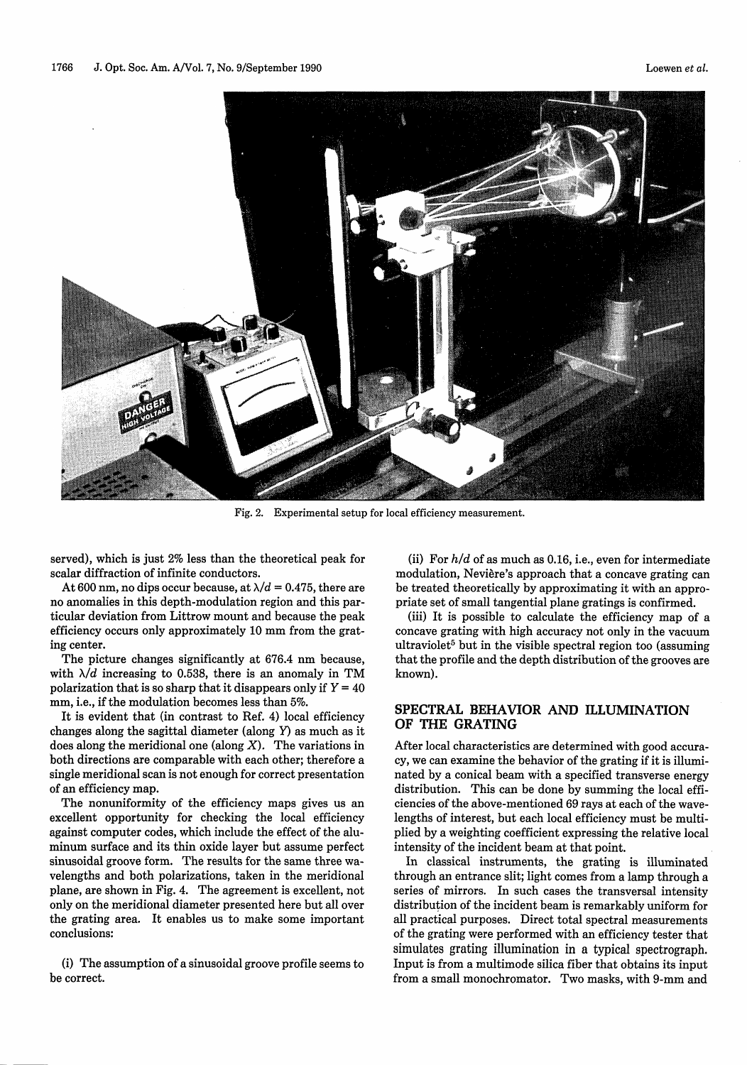Fig. 2. Experimental setup for local efficiency measurement.

served), which is just 2% less than the theoretical peak for scalar diffraction of infinite conductors.

At 600 nm, no dips occur because, at $\lambda/d = 0.475$, there are no anomalies in this depth-modulation region and this particular deviation from Littrow mount and because the peak efficiency occurs only approximately 10 mm from the grating center.

The picture changes significantly at 676.4 nm because, with $\lambda/d$ increasing to 0.538, there is an anomaly in TM polarization that is so sharp that it disappears only if $Y = 40$ mm, i.e., if the modulation becomes less than 5%.

It is evident that (in contrast to Ref. 4) local efficiency changes along the sagittal diameter (along $Y$) as much as it does along the meridional one (along $X$). The variations in both directions are comparable with each other; therefore a single meridional scan is not enough for correct presentation of an efficiency map.

The nonuniformity of the efficiency maps gives us an excellent opportunity for checking the local efficiency against computer codes, which include the effect of the aluminum surface and its thin oxide layer but assume perfect sinusoidal groove form. The results for the same three wavelengths and both polarizations, taken in the meridional plane, are shown in Fig. 4. The agreement is excellent, not only on the meridional diameter presented here but all over the grating area. It enables us to make some important conclusions:

(i) The assumption of a sinusoidal groove profile seems to be correct.

(ii) For $h/d$ of as much as 0.16, i.e., even for intermediate modulation, Nevière's approach that a concave grating can be treated theoretically by approximating it with an appropriate set of small tangential plane gratings is confirmed.

(iii) It is possible to calculate the efficiency map of a concave grating with high accuracy not only in the vacuum ultraviolet[5] but in the visible spectral region too (assuming that the profile and the depth distribution of the grooves are known).

## SPECTRAL BEHAVIOR AND ILLUMINATION OF THE GRATING

After local characteristics are determined with good accuracy, we can examine the behavior of the grating if it is illuminated by a conical beam with a specified transverse energy distribution. This can be done by summing the local efficiencies of the above-mentioned 69 rays at each of the wavelengths of interest, but each local efficiency must be multiplied by a weighting coefficient expressing the relative local intensity of the incident beam at that point.

In classical instruments, the grating is illuminated through an entrance slit; light comes from a lamp through a series of mirrors. In such cases the transversal intensity distribution of the incident beam is remarkably uniform for all practical purposes. Direct total spectral measurements of the grating were performed with an efficiency tester that simulates grating illumination in a typical spectrograph. Input is from a multimode silica fiber that obtains its input from a small monochromator. Two masks, with 9-mm and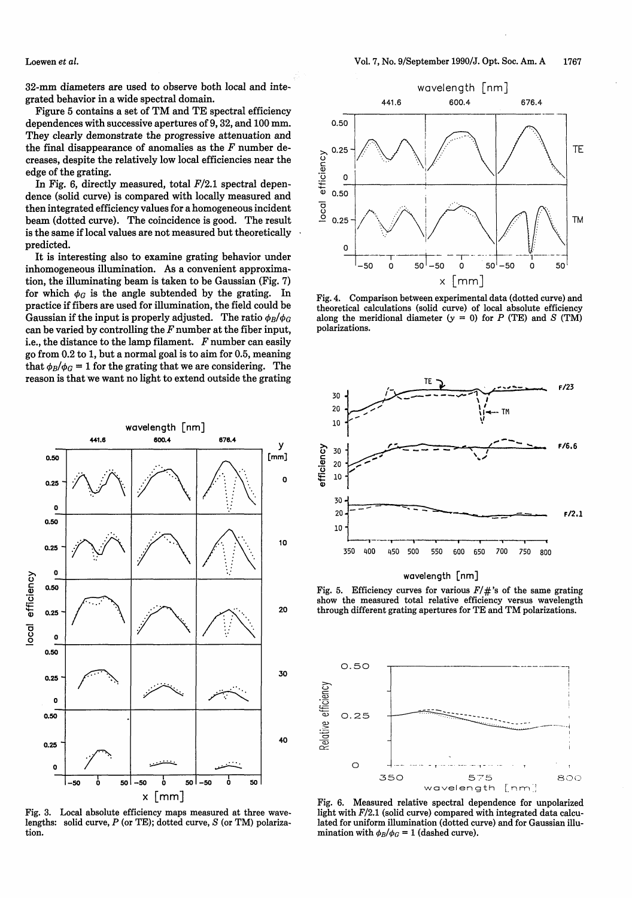32-mm diameters are used to observe both local and integrated behavior in a wide spectral domain.

Figure 5 contains a set of TM and TE spectral efficiency dependences with successive apertures of 9, 32, and 100 mm. They clearly demonstrate the progressive attenuation and the final disappearance of anomalies as the $F$ number decreases, despite the relatively low local efficiencies near the edge of the grating.

In Fig. 6, directly measured, total $F/2.1$ spectral dependence (solid curve) is compared with locally measured and then integrated efficiency values for a homogeneous incident beam (dotted curve). The coincidence is good. The result is the same if local values are not measured but theoretically predicted.

It is interesting also to examine grating behavior under inhomogeneous illumination. As a convenient approximation, the illuminating beam is taken to be Gaussian (Fig. 7) for which $\phi_G$ is the angle subtended by the grating. In practice if fibers are used for illumination, the field could be Gaussian if the input is properly adjusted. The ratio $\phi_B/\phi_G$ can be varied by controlling the $F$ number at the fiber input, i.e., the distance to the lamp filament. $F$ number can easily go from 0.2 to 1, but a normal goal is to aim for 0.5, meaning that $\phi_B/\phi_G = 1$ for the grating that we are considering. The reason is that we want no light to extend outside the grating

Fig. 3. Local absolute efficiency maps measured at three wavelengths: solid curve, $P$ (or TE); dotted curve, $S$ (or TM) polarization.

Fig. 4. Comparison between experimental data (dotted curve) and theoretical calculations (solid curve) of local absolute efficiency along the meridional diameter ($y = 0$) for $P$ (TE) and $S$ (TM) polarizations.

Fig. 5. Efficiency curves for various $F/\#$'s of the same grating show the measured total relative efficiency versus wavelength through different grating apertures for TE and TM polarizations.

Fig. 6. Measured relative spectral dependence for unpolarized light with $F/2.1$ (solid curve) compared with integrated data calculated for uniform illumination (dotted curve) and for Gaussian illumination with $\phi_B/\phi_G = 1$ (dashed curve).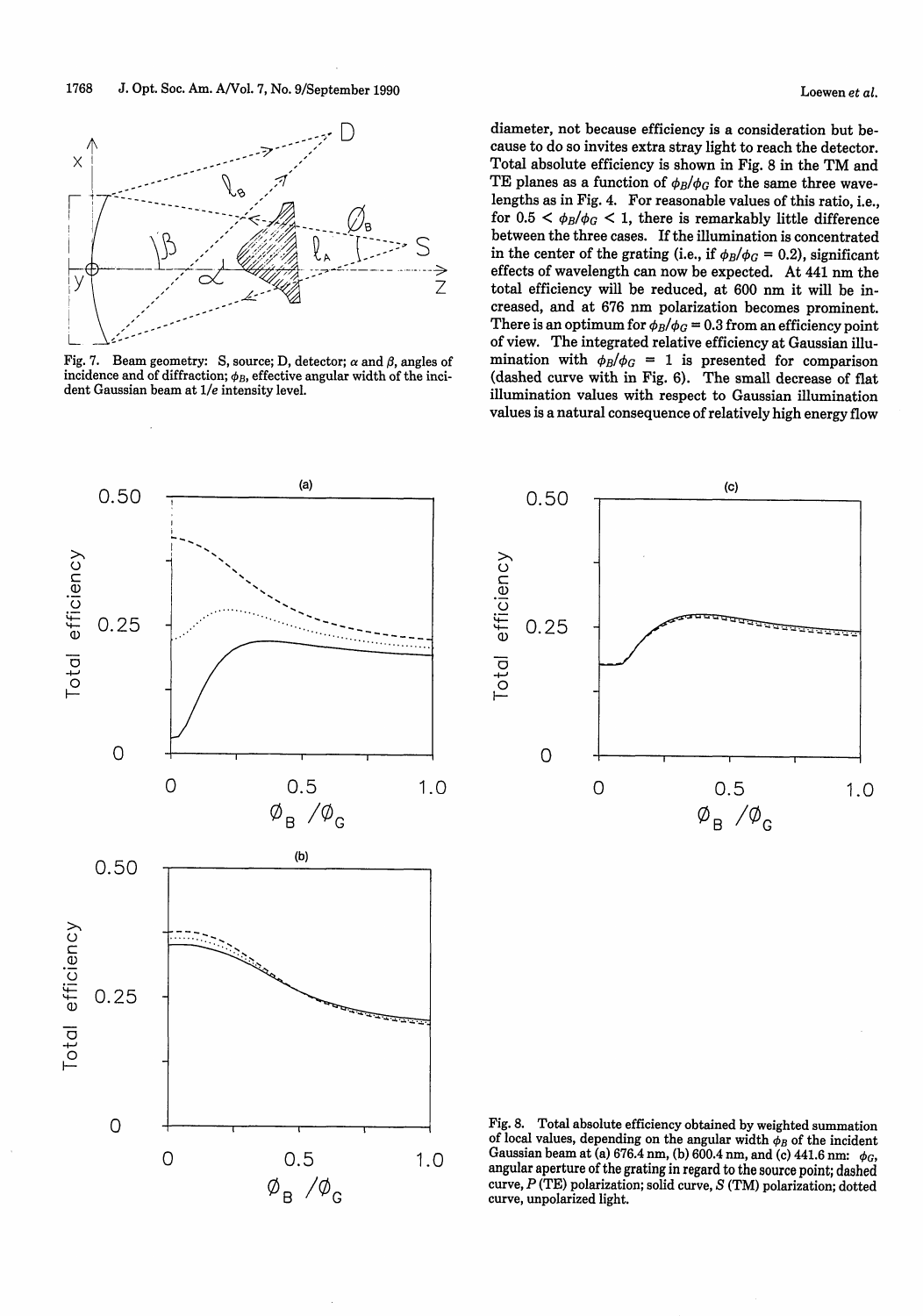Fig. 7. Beam geometry: S, source; D, detector; $\alpha$ and $\beta$, angles of incidence and of diffraction; $\phi_B$, effective angular width of the incident Gaussian beam at $1/e$ intensity level.

diameter, not because efficiency is a consideration but because to do so invites extra stray light to reach the detector. Total absolute efficiency is shown in Fig. 8 in the TM and TE planes as a function of $\phi_B/\phi_G$ for the same three wavelengths as in Fig. 4. For reasonable values of this ratio, i.e., for $0.5 < \phi_B/\phi_G < 1$, there is remarkably little difference between the three cases. If the illumination is concentrated in the center of the grating (i.e., if $\phi_B/\phi_G = 0.2$), significant effects of wavelength can now be expected. At 441 nm the total efficiency will be reduced, at 600 nm it will be increased, and at 676 nm polarization becomes prominent. There is an optimum for $\phi_B/\phi_G = 0.3$ from an efficiency point of view. The integrated relative efficiency at Gaussian illumination with $\phi_B/\phi_G = 1$ is presented for comparison (dashed curve with in Fig. 6). The small decrease of flat illumination values with respect to Gaussian illumination values is a natural consequence of relatively high energy flow

Fig. 8. Total absolute efficiency obtained by weighted summation of local values, depending on the angular width $\phi_B$ of the incident Gaussian beam at (a) 676.4 nm, (b) 600.4 nm, and (c) 441.6 nm: $\phi_G$, angular aperture of the grating in regard to the source point; dashed curve, $P$ (TE) polarization; solid curve, $S$ (TM) polarization; dotted curve, unpolarized light.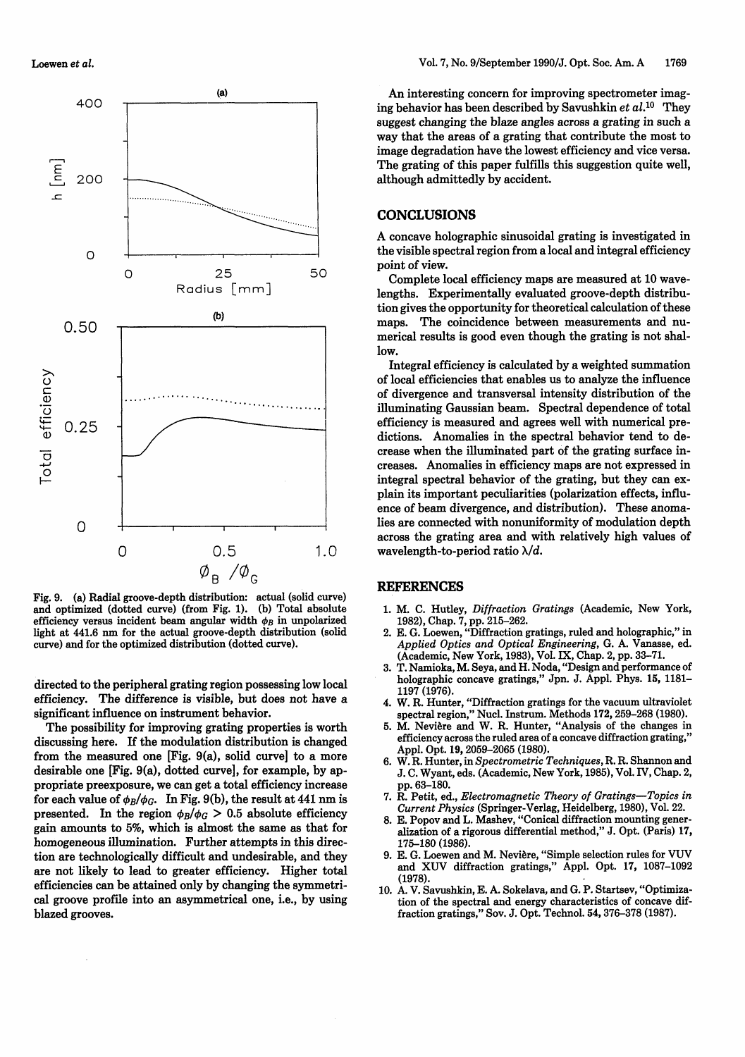(a)

400

h [nm]

200

0

0 25 50

Radius [mm]

(b)

0.50

Total efficiency

0.25

0

0 0.5 1.0

$\phi_B / \phi_G$

Fig. 9. (a) Radial groove-depth distribution: actual (solid curve) and optimized (dotted curve) (from Fig. 1). (b) Total absolute efficiency versus incident beam angular width $\phi_B$ in unpolarized light at 441.6 nm for the actual groove-depth distribution (solid curve) and for the optimized distribution (dotted curve).

directed to the peripheral grating region possessing low local efficiency. The difference is visible, but does not have a significant influence on instrument behavior.

The possibility for improving grating properties is worth discussing here. If the modulation distribution is changed from the measured one [Fig. 9(a), solid curve] to a more desirable one [Fig. 9(a), dotted curve], for example, by appropriate preexposure, we can get a total efficiency increase for each value of $\phi_B/\phi_G$. In Fig. 9(b), the result at 441 nm is presented. In the region $\phi_B/\phi_G > 0.5$ absolute efficiency gain amounts to 5%, which is almost the same as that for homogeneous illumination. Further attempts in this direction are technologically difficult and undesirable, and they are not likely to lead to greater efficiency. Higher total efficiencies can be attained only by changing the symmetrical groove profile into an asymmetrical one, i.e., by using blazed grooves.

An interesting concern for improving spectrometer imaging behavior has been described by Savushkin *et al.*[10] They suggest changing the blaze angles across a grating in such a way that the areas of a grating that contribute the most to image degradation have the lowest efficiency and vice versa. The grating of this paper fulfills this suggestion quite well, although admittedly by accident.

## CONCLUSIONS

A concave holographic sinusoidal grating is investigated in the visible spectral region from a local and integral efficiency point of view.

Complete local efficiency maps are measured at 10 wavelengths. Experimentally evaluated groove-depth distribution gives the opportunity for theoretical calculation of these maps. The coincidence between measurements and numerical results is good even though the grating is not shallow.

Integral efficiency is calculated by a weighted summation of local efficiencies that enables us to analyze the influence of divergence and transversal intensity distribution of the illuminating Gaussian beam. Spectral dependence of total efficiency is measured and agrees well with numerical predictions. Anomalies in the spectral behavior tend to decrease when the illuminated part of the grating surface increases. Anomalies in efficiency maps are not expressed in integral spectral behavior of the grating, but they can explain its important peculiarities (polarization effects, influence of beam divergence, and distribution). These anomalies are connected with nonuniformity of modulation depth across the grating area and with relatively high values of wavelength-to-period ratio $\lambda/d$.

## REFERENCES

1. M. C. Hutley, *Diffraction Gratings* (Academic, New York, 1982), Chap. 7, pp. 215–262.
2. E. G. Loewen, "Diffraction gratings, ruled and holographic," in *Applied Optics and Optical Engineering*, G. A. Vanasse, ed. (Academic, New York, 1983), Vol. IX, Chap. 2, pp. 33–71.
3. T. Namioka, M. Seya, and H. Noda, "Design and performance of holographic concave gratings," Jpn. J. Appl. Phys. 15, 1181–1197 (1976).
4. W. R. Hunter, "Diffraction gratings for the vacuum ultraviolet spectral region," Nucl. Instrum. Methods 172, 259–268 (1980).
5. M. Nevière and W. R. Hunter, "Analysis of the changes in efficiency across the ruled area of a concave diffraction grating," Appl. Opt. 19, 2059–2065 (1980).
6. W. R. Hunter, in *Spectrometric Techniques*, R. R. Shannon and J. C. Wyant, eds. (Academic, New York, 1985), Vol. IV, Chap. 2, pp. 63–180.
7. R. Petit, ed., *Electromagnetic Theory of Gratings—Topics in Current Physics* (Springer-Verlag, Heidelberg, 1980), Vol. 22.
8. E. Popov and L. Mashev, "Conical diffraction mounting generalization of a rigorous differential method," J. Opt. (Paris) 17, 175–180 (1986).
9. E. G. Loewen and M. Nevière, "Simple selection rules for VUV and XUV diffraction gratings," Appl. Opt. 17, 1087–1092 (1978).
10. A. V. Savushkin, E. A. Sokelava, and G. P. Startsev, "Optimization of the spectral and energy characteristics of concave diffraction gratings," Sov. J. Opt. Technol. 54, 376–378 (1987).